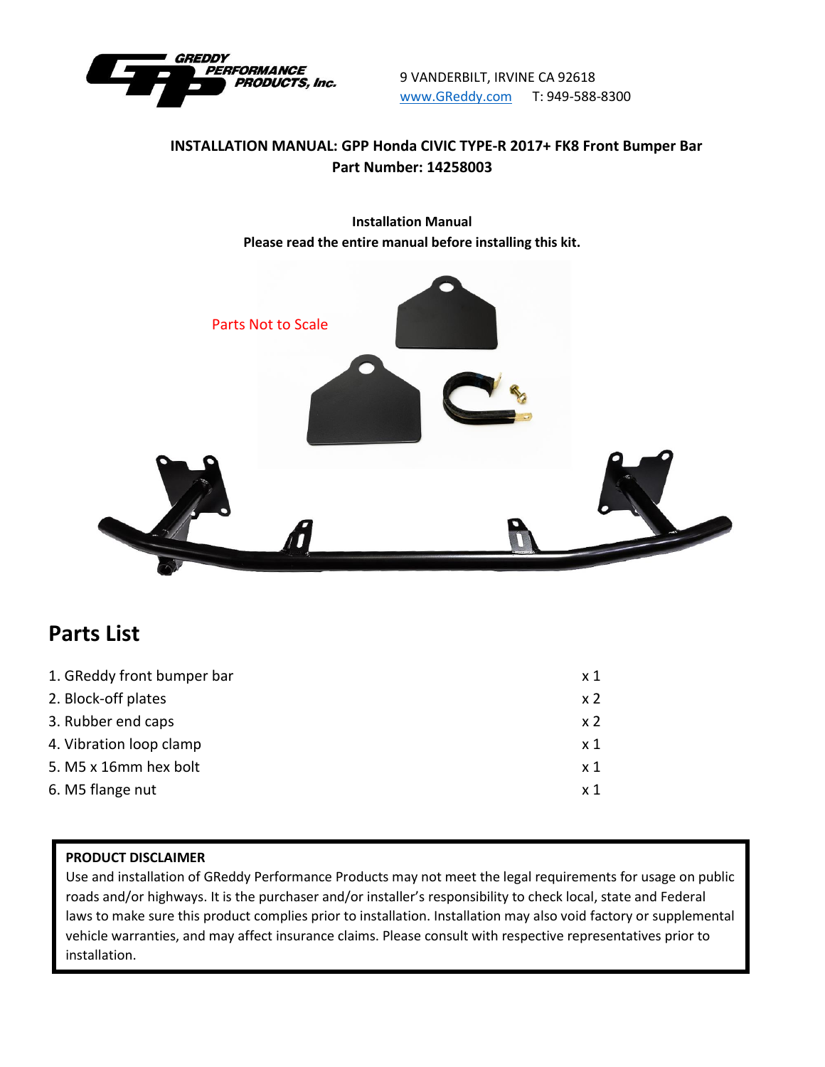GREDDY PERFORMANCE PRODUCTS, Inc.

9 VANDERBILT, IRVINE CA 92618
www.GReddy.com    T: 949-588-8300

**INSTALLATION MANUAL: GPP Honda CIVIC TYPE-R 2017+ FK8 Front Bumper Bar**
**Part Number: 14258003**

**Installation Manual**
**Please read the entire manual before installing this kit.**

Parts Not to Scale

## Parts List

| | |
|---|---|
| 1. GReddy front bumper bar | x 1 |
| 2. Block-off plates | x 2 |
| 3. Rubber end caps | x 2 |
| 4. Vibration loop clamp | x 1 |
| 5. M5 x 16mm hex bolt | x 1 |
| 6. M5 flange nut | x 1 |

**PRODUCT DISCLAIMER**
Use and installation of GReddy Performance Products may not meet the legal requirements for usage on public roads and/or highways. It is the purchaser and/or installer's responsibility to check local, state and Federal laws to make sure this product complies prior to installation. Installation may also void factory or supplemental vehicle warranties, and may affect insurance claims. Please consult with respective representatives prior to installation.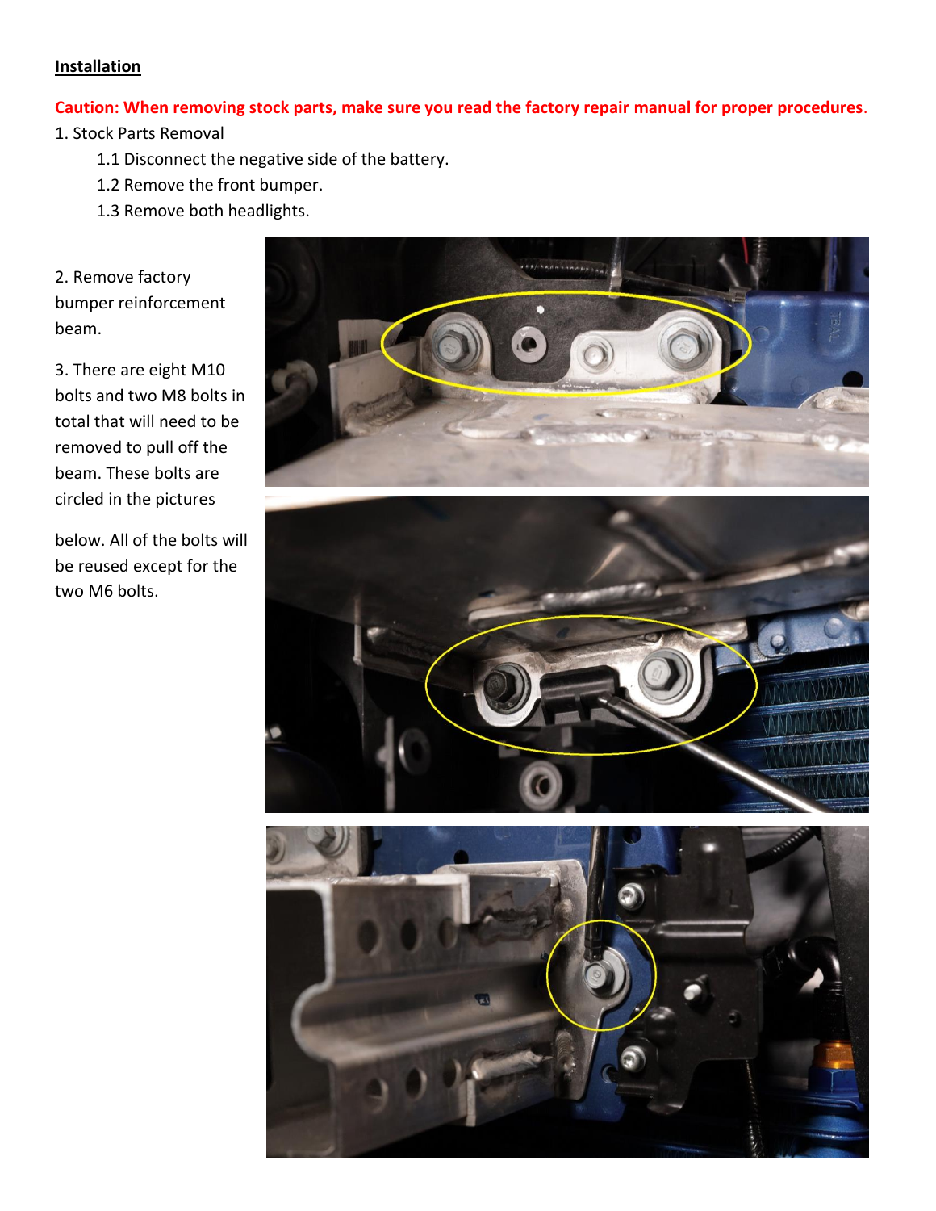**Installation**

**Caution: When removing stock parts, make sure you read the factory repair manual for proper procedures.**

1. Stock Parts Removal
   1.1 Disconnect the negative side of the battery.
   1.2 Remove the front bumper.
   1.3 Remove both headlights.

2. Remove factory bumper reinforcement beam.

3. There are eight M10 bolts and two M8 bolts in total that will need to be removed to pull off the beam. These bolts are circled in the pictures below. All of the bolts will be reused except for the two M6 bolts.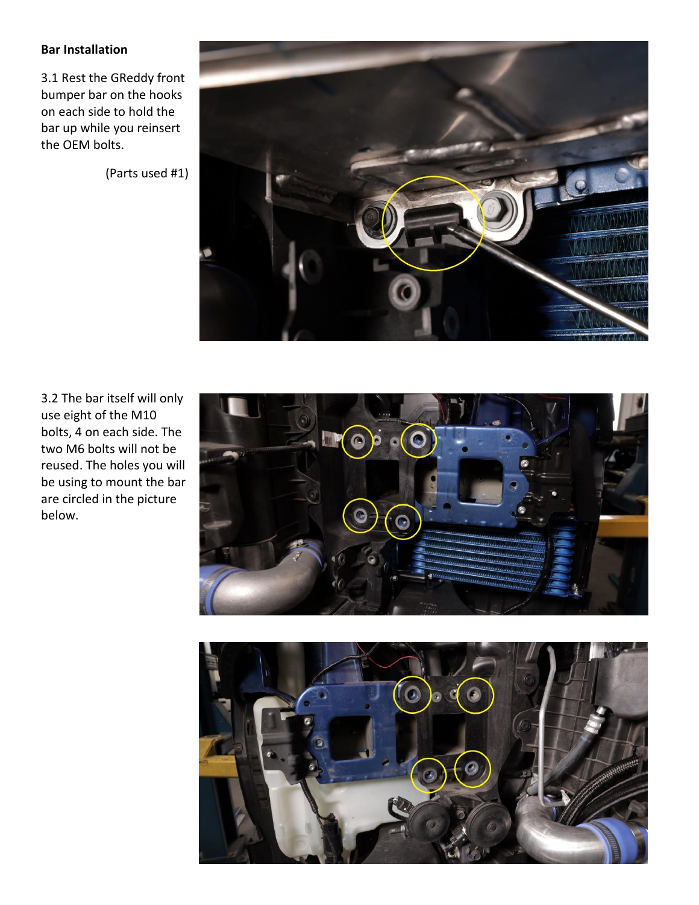## Bar Installation

3.1 Rest the GReddy front bumper bar on the hooks on each side to hold the bar up while you reinsert the OEM bolts.

(Parts used #1)

3.2 The bar itself will only use eight of the M10 bolts, 4 on each side. The two M6 bolts will not be reused. The holes you will be using to mount the bar are circled in the picture below.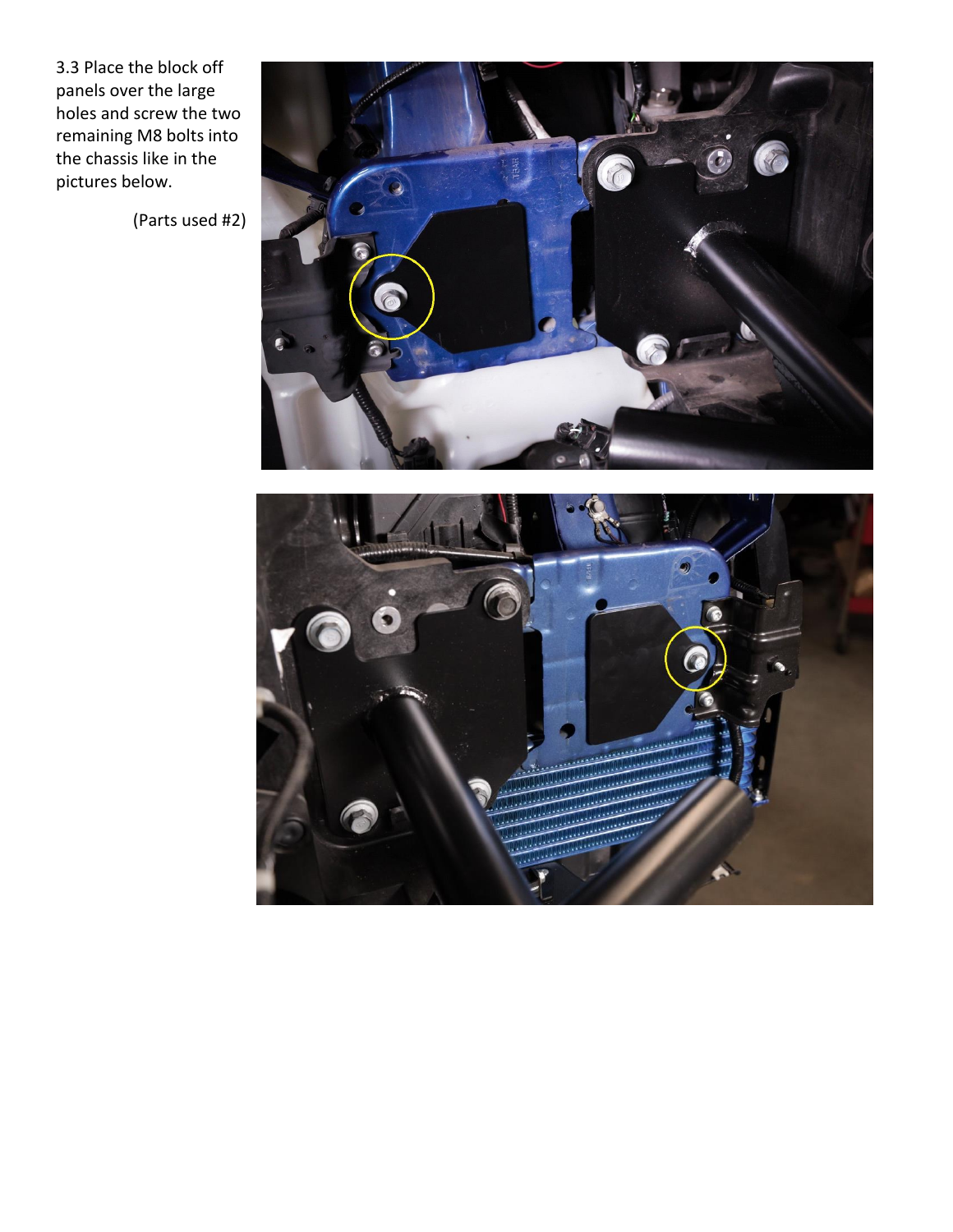3.3 Place the block off panels over the large holes and screw the two remaining M8 bolts into the chassis like in the pictures below.

(Parts used #2)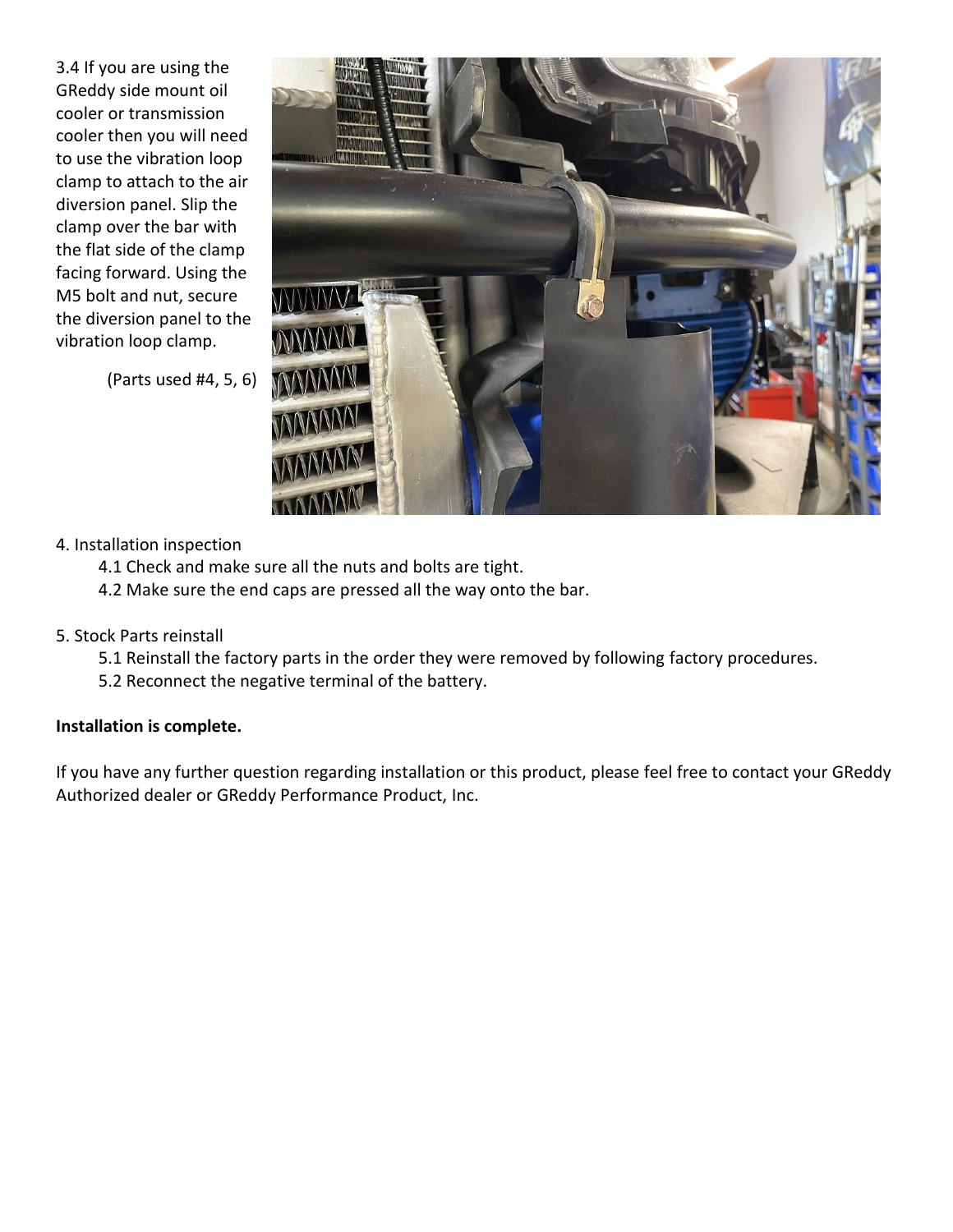3.4 If you are using the GReddy side mount oil cooler or transmission cooler then you will need to use the vibration loop clamp to attach to the air diversion panel. Slip the clamp over the bar with the flat side of the clamp facing forward. Using the M5 bolt and nut, secure the diversion panel to the vibration loop clamp.

(Parts used #4, 5, 6)

4. Installation inspection
    4.1 Check and make sure all the nuts and bolts are tight.
    4.2 Make sure the end caps are pressed all the way onto the bar.

5. Stock Parts reinstall
    5.1 Reinstall the factory parts in the order they were removed by following factory procedures.
    5.2 Reconnect the negative terminal of the battery.

**Installation is complete.**

If you have any further question regarding installation or this product, please feel free to contact your GReddy Authorized dealer or GReddy Performance Product, Inc.